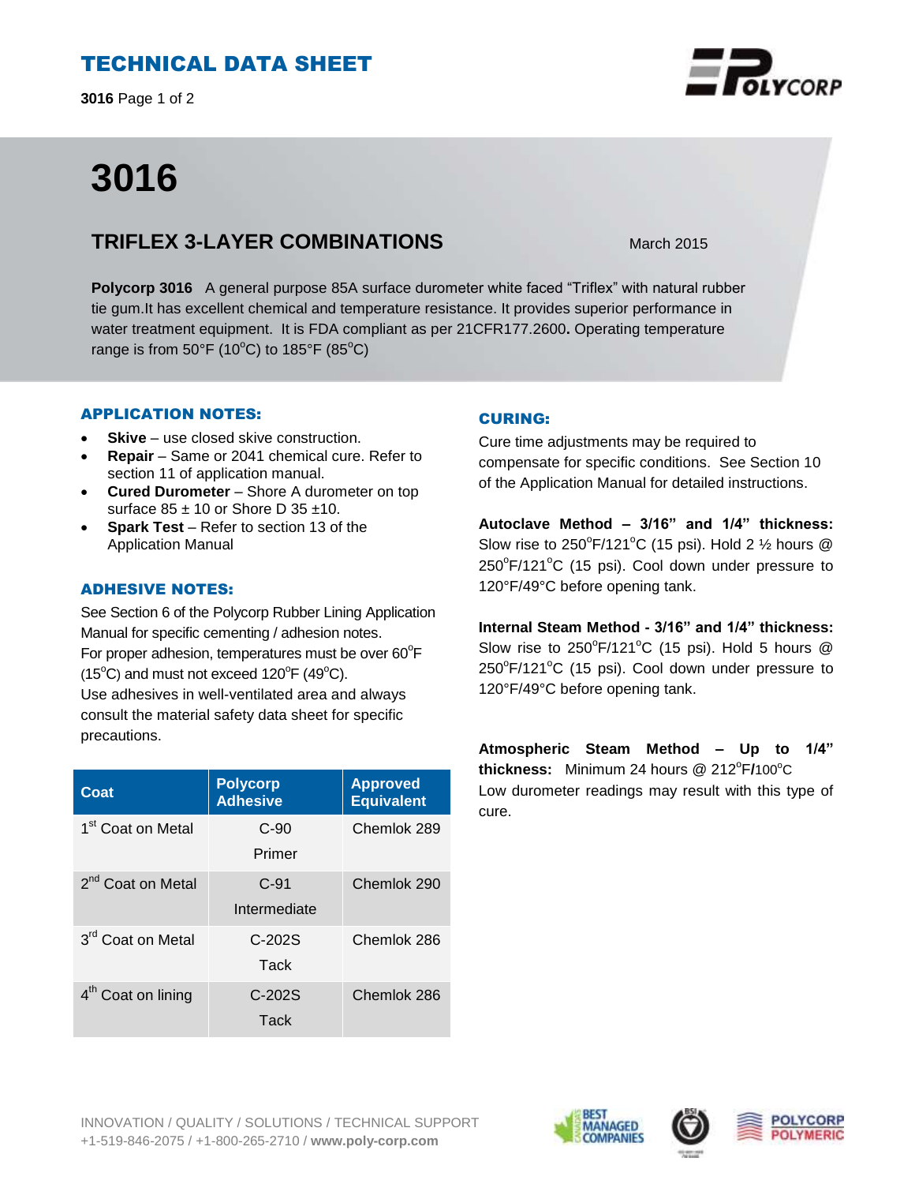# TECHNICAL DATA SHEET

# 3016

## TRIFLEX 3-LAYER COMBINATIONS

March 2015

**Polycorp 3016** A general purpose 85A surface durometer white faced "Triflex" with natural rubber tie gum.It has excellent chemical and temperature resistance. It provides superior performance in water treatment equipment. It is FDA compliant as per 21CFR177.2600**.** Operating temperature range is from 50°F (10°C) to 185°F (85°C)

### APPLICATION NOTES:

- **Skive** – use closed skive construction.
- **Repair** – Same or 2041 chemical cure. Refer to section 11 of application manual.
- **Cured Durometer** – Shore A durometer on top surface 85 ± 10 or Shore D 35 ±10.
- **Spark Test** – Refer to section 13 of the Application Manual

### ADHESIVE NOTES:

See Section 6 of the Polycorp Rubber Lining Application Manual for specific cementing / adhesion notes.
For proper adhesion, temperatures must be over 60°F (15°C) and must not exceed 120°F (49°C).
Use adhesives in well-ventilated area and always consult the material safety data sheet for specific precautions.

| Coat | Polycorp Adhesive | Approved Equivalent |
|---|---|---|
| 1st Coat on Metal | C-90 Primer | Chemlok 289 |
| 2nd Coat on Metal | C-91 Intermediate | Chemlok 290 |
| 3rd Coat on Metal | C-202S Tack | Chemlok 286 |
| 4th Coat on lining | C-202S Tack | Chemlok 286 |

### CURING:

Cure time adjustments may be required to compensate for specific conditions. See Section 10 of the Application Manual for detailed instructions.

**Autoclave Method – 3/16" and 1/4" thickness:** Slow rise to 250°F/121°C (15 psi). Hold 2 ½ hours @ 250°F/121°C (15 psi). Cool down under pressure to 120°F/49°C before opening tank.

**Internal Steam Method - 3/16" and 1/4" thickness:** Slow rise to 250°F/121°C (15 psi). Hold 5 hours @ 250°F/121°C (15 psi). Cool down under pressure to 120°F/49°C before opening tank.

**Atmospheric Steam Method – Up to 1/4" thickness:** Minimum 24 hours @ 212°F/100°C
Low durometer readings may result with this type of cure.

INNOVATION / QUALITY / SOLUTIONS / TECHNICAL SUPPORT
+1-519-846-2075 / +1-800-265-2710 / **www.poly-corp.com**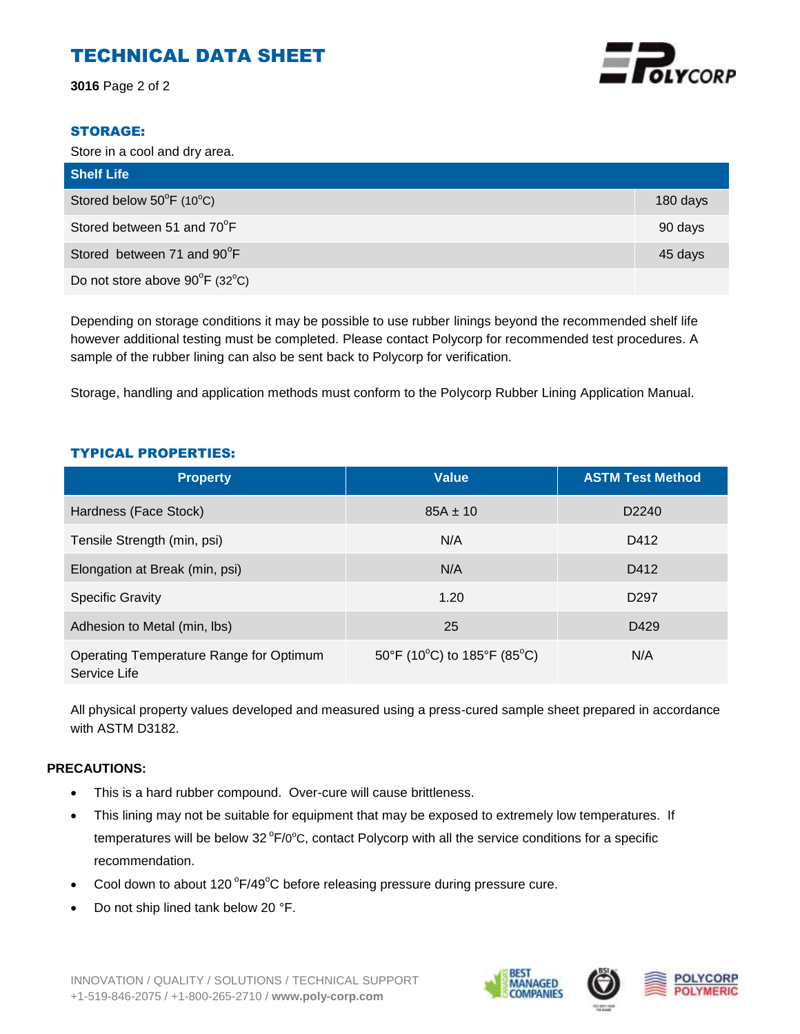## STORAGE:

Store in a cool and dry area.

| Shelf Life | |
|---|---|
| Stored below 50°F (10°C) | 180 days |
| Stored between 51 and 70°F | 90 days |
| Stored between 71 and 90°F | 45 days |
| Do not store above 90°F (32°C) | |

Depending on storage conditions it may be possible to use rubber linings beyond the recommended shelf life however additional testing must be completed. Please contact Polycorp for recommended test procedures. A sample of the rubber lining can also be sent back to Polycorp for verification.

Storage, handling and application methods must conform to the Polycorp Rubber Lining Application Manual.

## TYPICAL PROPERTIES:

| Property | Value | ASTM Test Method |
|---|---|---|
| Hardness (Face Stock) | 85A ± 10 | D2240 |
| Tensile Strength (min, psi) | N/A | D412 |
| Elongation at Break (min, psi) | N/A | D412 |
| Specific Gravity | 1.20 | D297 |
| Adhesion to Metal (min, lbs) | 25 | D429 |
| Operating Temperature Range for Optimum Service Life | 50°F (10°C) to 185°F (85°C) | N/A |

All physical property values developed and measured using a press-cured sample sheet prepared in accordance with ASTM D3182.

**PRECAUTIONS:**

- This is a hard rubber compound. Over-cure will cause brittleness.
- This lining may not be suitable for equipment that may be exposed to extremely low temperatures. If temperatures will be below 32 °F/0°C, contact Polycorp with all the service conditions for a specific recommendation.
- Cool down to about 120 °F/49°C before releasing pressure during pressure cure.
- Do not ship lined tank below 20 °F.

INNOVATION / QUALITY / SOLUTIONS / TECHNICAL SUPPORT
+1-519-846-2075 / +1-800-265-2710 / **www.poly-corp.com**